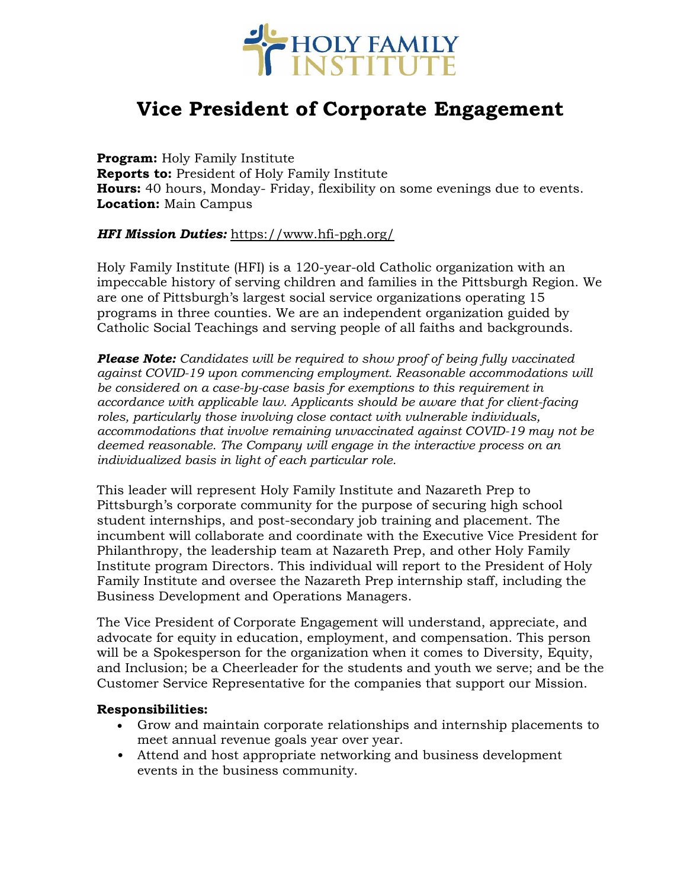# Vice President of Corporate Engagement

**Program:** Holy Family Institute
**Reports to:** President of Holy Family Institute
**Hours:** 40 hours, Monday- Friday, flexibility on some evenings due to events.
**Location:** Main Campus

***HFI Mission Duties:*** https://www.hfi-pgh.org/

Holy Family Institute (HFI) is a 120-year-old Catholic organization with an impeccable history of serving children and families in the Pittsburgh Region. We are one of Pittsburgh's largest social service organizations operating 15 programs in three counties. We are an independent organization guided by Catholic Social Teachings and serving people of all faiths and backgrounds.

***Please Note:*** *Candidates will be required to show proof of being fully vaccinated against COVID-19 upon commencing employment. Reasonable accommodations will be considered on a case-by-case basis for exemptions to this requirement in accordance with applicable law. Applicants should be aware that for client-facing roles, particularly those involving close contact with vulnerable individuals, accommodations that involve remaining unvaccinated against COVID-19 may not be deemed reasonable. The Company will engage in the interactive process on an individualized basis in light of each particular role.*

This leader will represent Holy Family Institute and Nazareth Prep to Pittsburgh's corporate community for the purpose of securing high school student internships, and post-secondary job training and placement. The incumbent will collaborate and coordinate with the Executive Vice President for Philanthropy, the leadership team at Nazareth Prep, and other Holy Family Institute program Directors. This individual will report to the President of Holy Family Institute and oversee the Nazareth Prep internship staff, including the Business Development and Operations Managers.

The Vice President of Corporate Engagement will understand, appreciate, and advocate for equity in education, employment, and compensation. This person will be a Spokesperson for the organization when it comes to Diversity, Equity, and Inclusion; be a Cheerleader for the students and youth we serve; and be the Customer Service Representative for the companies that support our Mission.

**Responsibilities:**

- Grow and maintain corporate relationships and internship placements to meet annual revenue goals year over year.
- Attend and host appropriate networking and business development events in the business community.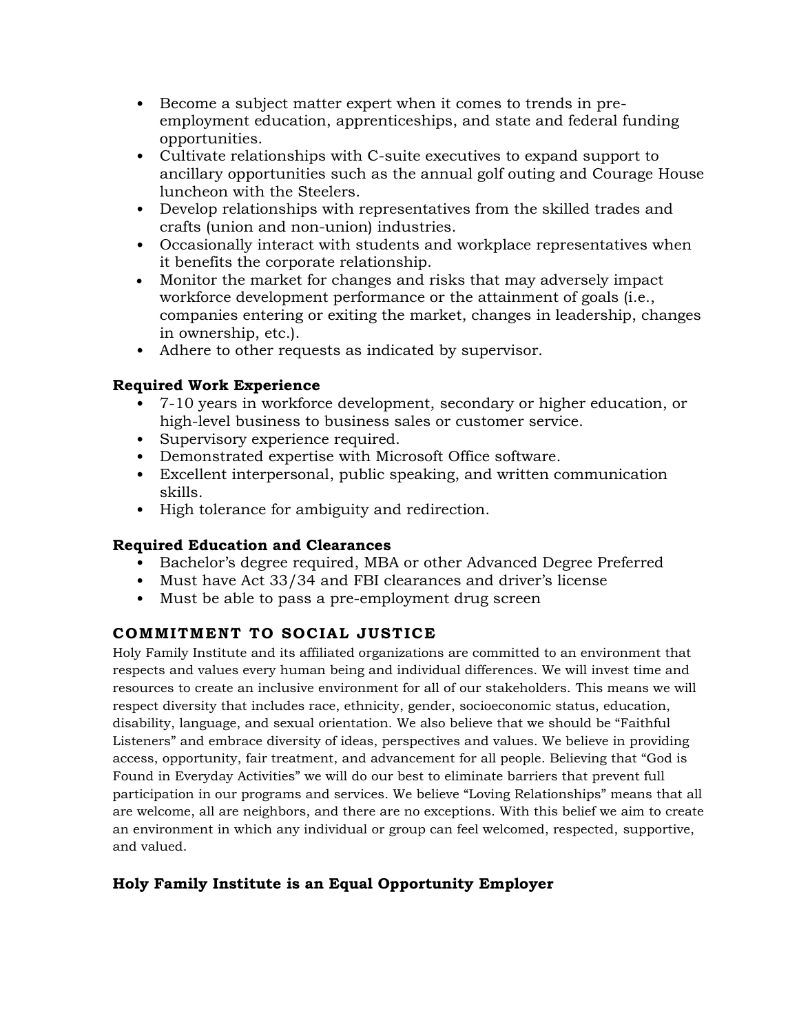- Become a subject matter expert when it comes to trends in pre-employment education, apprenticeships, and state and federal funding opportunities.
- Cultivate relationships with C-suite executives to expand support to ancillary opportunities such as the annual golf outing and Courage House luncheon with the Steelers.
- Develop relationships with representatives from the skilled trades and crafts (union and non-union) industries.
- Occasionally interact with students and workplace representatives when it benefits the corporate relationship.
- Monitor the market for changes and risks that may adversely impact workforce development performance or the attainment of goals (i.e., companies entering or exiting the market, changes in leadership, changes in ownership, etc.).
- Adhere to other requests as indicated by supervisor.

**Required Work Experience**

- 7-10 years in workforce development, secondary or higher education, or high-level business to business sales or customer service.
- Supervisory experience required.
- Demonstrated expertise with Microsoft Office software.
- Excellent interpersonal, public speaking, and written communication skills.
- High tolerance for ambiguity and redirection.

**Required Education and Clearances**

- Bachelor's degree required, MBA or other Advanced Degree Preferred
- Must have Act 33/34 and FBI clearances and driver's license
- Must be able to pass a pre-employment drug screen

## COMMITMENT TO SOCIAL JUSTICE

Holy Family Institute and its affiliated organizations are committed to an environment that respects and values every human being and individual differences. We will invest time and resources to create an inclusive environment for all of our stakeholders. This means we will respect diversity that includes race, ethnicity, gender, socioeconomic status, education, disability, language, and sexual orientation. We also believe that we should be "Faithful Listeners" and embrace diversity of ideas, perspectives and values. We believe in providing access, opportunity, fair treatment, and advancement for all people. Believing that "God is Found in Everyday Activities" we will do our best to eliminate barriers that prevent full participation in our programs and services. We believe "Loving Relationships" means that all are welcome, all are neighbors, and there are no exceptions. With this belief we aim to create an environment in which any individual or group can feel welcomed, respected, supportive, and valued.

**Holy Family Institute is an Equal Opportunity Employer**